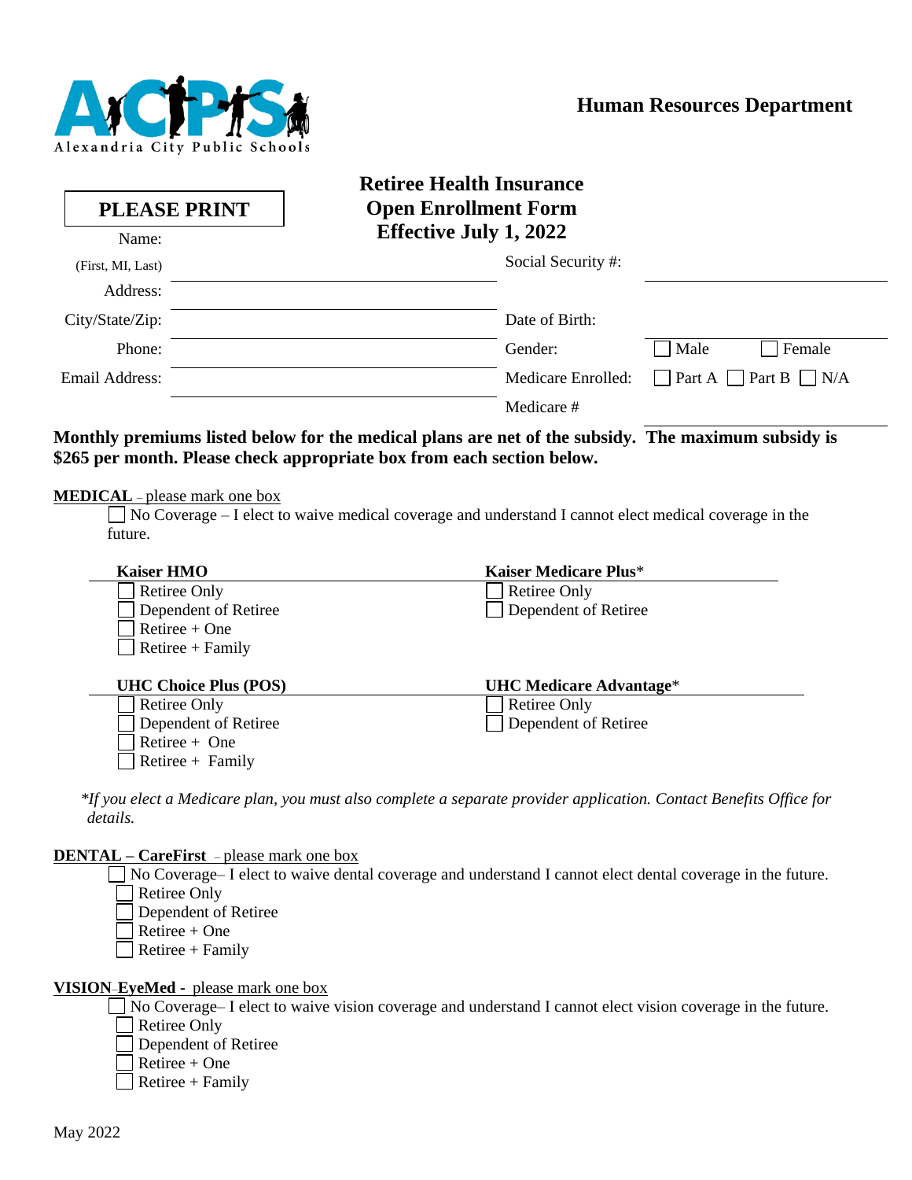Alexandria City Public Schools

**Human Resources Department**

# Retiree Health Insurance Open Enrollment Form Effective July 1, 2022

**PLEASE PRINT**

Name: (First, MI, Last) ____________________

Social Security #: ____________________

Address: ____________________

City/State/Zip: ____________________

Date of Birth: ____________________

Phone: ____________________

Gender: ☐ Male ☐ Female

Email Address: ____________________

Medicare Enrolled: ☐ Part A ☐ Part B ☐ N/A

Medicare # ____________________

**Monthly premiums listed below for the medical plans are net of the subsidy. The maximum subsidy is $265 per month. Please check appropriate box from each section below.**

**MEDICAL** – please mark one box

☐ No Coverage – I elect to waive medical coverage and understand I cannot elect medical coverage in the future.

**Kaiser HMO**
- ☐ Retiree Only
- ☐ Dependent of Retiree
- ☐ Retiree + One
- ☐ Retiree + Family

**Kaiser Medicare Plus***
- ☐ Retiree Only
- ☐ Dependent of Retiree

**UHC Choice Plus (POS)**
- ☐ Retiree Only
- ☐ Dependent of Retiree
- ☐ Retiree + One
- ☐ Retiree + Family

**UHC Medicare Advantage***
- ☐ Retiree Only
- ☐ Dependent of Retiree

**If you elect a Medicare plan, you must also complete a separate provider application. Contact Benefits Office for details.*

**DENTAL – CareFirst** – please mark one box

☐ No Coverage– I elect to waive dental coverage and understand I cannot elect dental coverage in the future.
- ☐ Retiree Only
- ☐ Dependent of Retiree
- ☐ Retiree + One
- ☐ Retiree + Family

**VISION–EyeMed** - please mark one box

☐ No Coverage– I elect to waive vision coverage and understand I cannot elect vision coverage in the future.
- ☐ Retiree Only
- ☐ Dependent of Retiree
- ☐ Retiree + One
- ☐ Retiree + Family

May 2022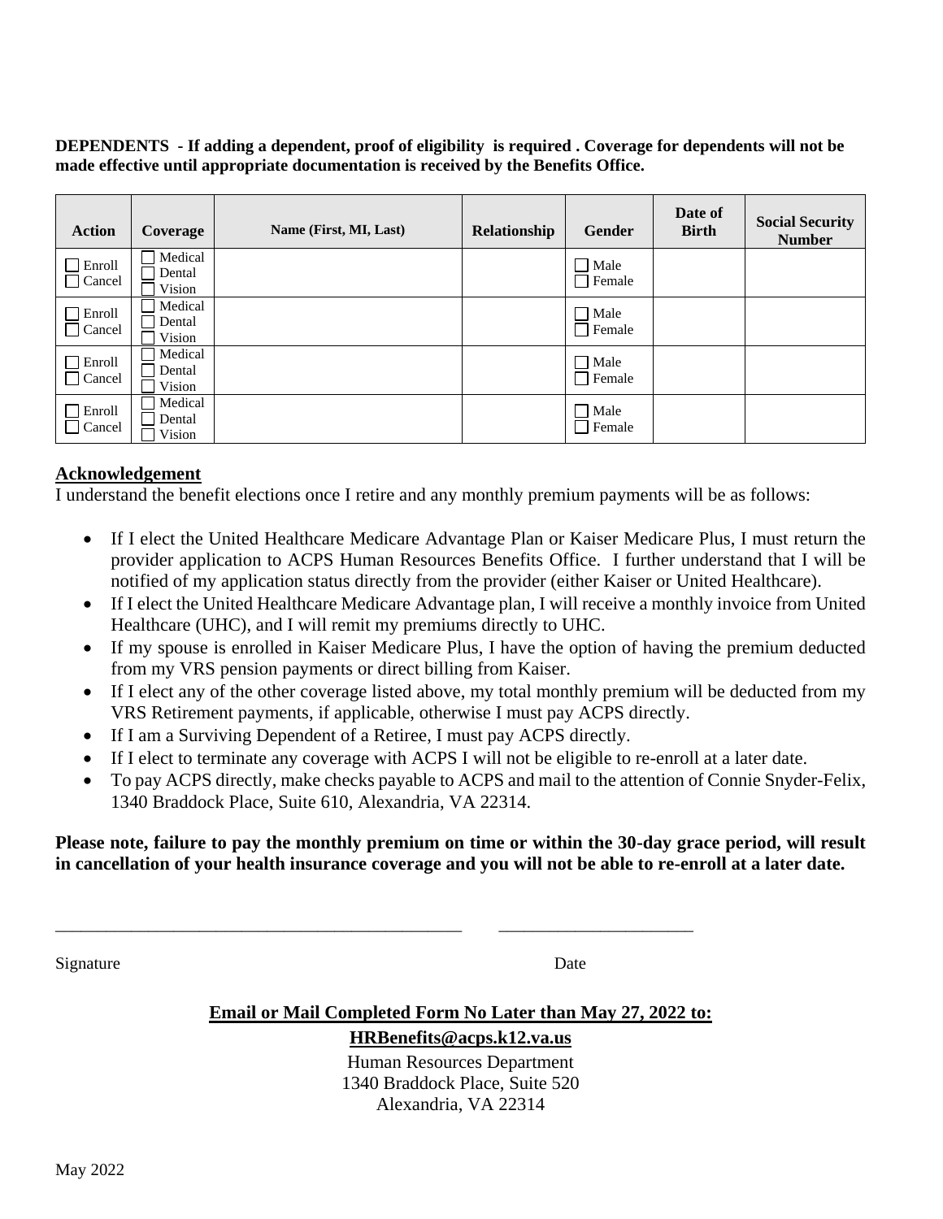**DEPENDENTS - If adding a dependent, proof of eligibility is required . Coverage for dependents will not be made effective until appropriate documentation is received by the Benefits Office.**

| Action | Coverage | Name (First, MI, Last) | Relationship | Gender | Date of Birth | Social Security Number |
|---|---|---|---|---|---|---|
| ☐ Enroll ☐ Cancel | ☐ Medical ☐ Dental ☐ Vision | | | ☐ Male ☐ Female | | |
| ☐ Enroll ☐ Cancel | ☐ Medical ☐ Dental ☐ Vision | | | ☐ Male ☐ Female | | |
| ☐ Enroll ☐ Cancel | ☐ Medical ☐ Dental ☐ Vision | | | ☐ Male ☐ Female | | |
| ☐ Enroll ☐ Cancel | ☐ Medical ☐ Dental ☐ Vision | | | ☐ Male ☐ Female | | |

## Acknowledgement

I understand the benefit elections once I retire and any monthly premium payments will be as follows:

- If I elect the United Healthcare Medicare Advantage Plan or Kaiser Medicare Plus, I must return the provider application to ACPS Human Resources Benefits Office. I further understand that I will be notified of my application status directly from the provider (either Kaiser or United Healthcare).
- If I elect the United Healthcare Medicare Advantage plan, I will receive a monthly invoice from United Healthcare (UHC), and I will remit my premiums directly to UHC.
- If my spouse is enrolled in Kaiser Medicare Plus, I have the option of having the premium deducted from my VRS pension payments or direct billing from Kaiser.
- If I elect any of the other coverage listed above, my total monthly premium will be deducted from my VRS Retirement payments, if applicable, otherwise I must pay ACPS directly.
- If I am a Surviving Dependent of a Retiree, I must pay ACPS directly.
- If I elect to terminate any coverage with ACPS I will not be eligible to re-enroll at a later date.
- To pay ACPS directly, make checks payable to ACPS and mail to the attention of Connie Snyder-Felix, 1340 Braddock Place, Suite 610, Alexandria, VA 22314.

**Please note, failure to pay the monthly premium on time or within the 30-day grace period, will result in cancellation of your health insurance coverage and you will not be able to re-enroll at a later date.**

_______________________________________________ ______________________

Signature Date

**Email or Mail Completed Form No Later than May 27, 2022 to:**

**HRBenefits@acps.k12.va.us**

Human Resources Department
1340 Braddock Place, Suite 520
Alexandria, VA 22314

May 2022